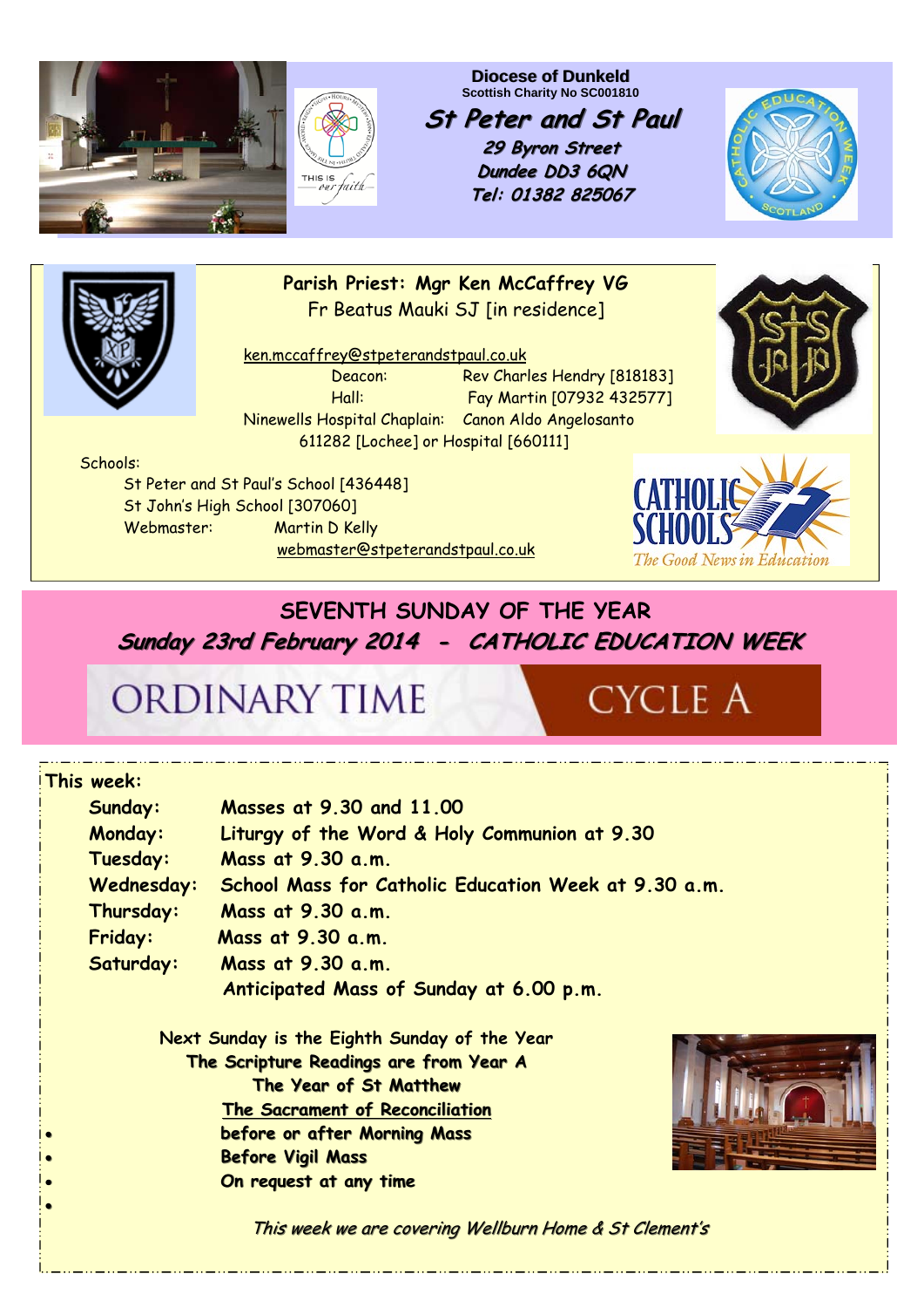**Diocese of Dunkeld**
Scottish Charity No SC001810

# St Peter and St Paul

*29 Byron Street*
*Dundee DD3 6QN*
*Tel: 01382 825067*

**Parish Priest: Mgr Ken McCaffrey VG**
Fr Beatus Mauki SJ [in residence]

ken.mccaffrey@stpeterandstpaul.co.uk

Deacon: Rev Charles Hendry [818183]
Hall: Fay Martin [07932 432577]
Ninewells Hospital Chaplain: Canon Aldo Angelosanto
611282 [Lochee] or Hospital [660111]

Schools:

St Peter and St Paul's School [436448]
St John's High School [307060]
Webmaster: Martin D Kelly
webmaster@stpeterandstpaul.co.uk

## SEVENTH SUNDAY OF THE YEAR

***Sunday 23rd February 2014 - CATHOLIC EDUCATION WEEK***

ORDINARY TIME CYCLE A

**This week:**

| | |
|---|---|
| **Sunday:** | **Masses at 9.30 and 11.00** |
| **Monday:** | **Liturgy of the Word & Holy Communion at 9.30** |
| **Tuesday:** | **Mass at 9.30 a.m.** |
| **Wednesday:** | **School Mass for Catholic Education Week at 9.30 a.m.** |
| **Thursday:** | **Mass at 9.30 a.m.** |
| **Friday:** | **Mass at 9.30 a.m.** |
| **Saturday:** | **Mass at 9.30 a.m.** |
| | **Anticipated Mass of Sunday at 6.00 p.m.** |

Next Sunday is the Eighth Sunday of the Year
**The Scripture Readings are from Year A**
**The Year of St Matthew**

**The Sacrament of Reconciliation**

- **before or after Morning Mass**
- **Before Vigil Mass**
- **On request at any time**

*This week we are covering Wellburn Home & St Clement's*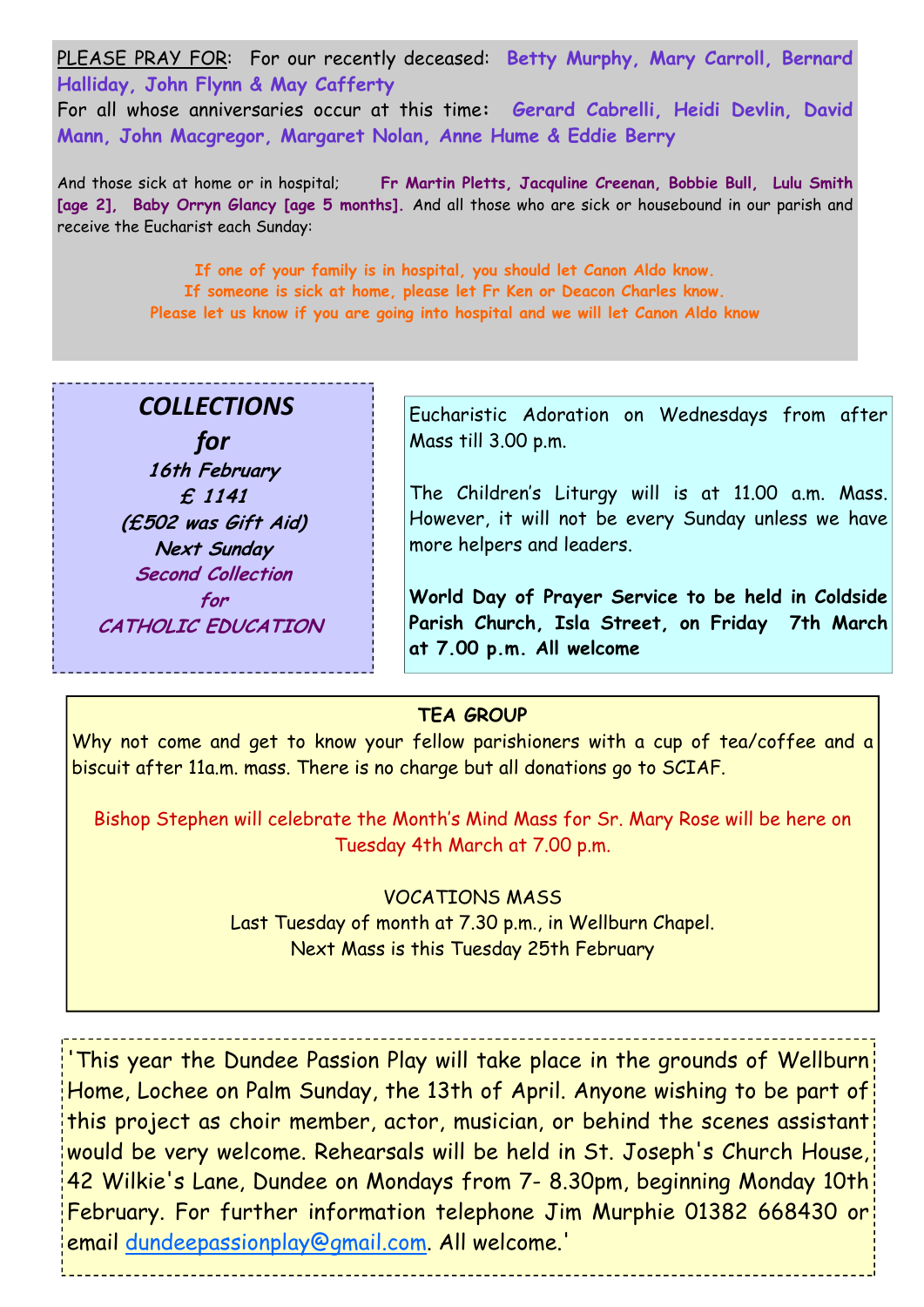PLEASE PRAY FOR: For our recently deceased: **Betty Murphy, Mary Carroll, Bernard Halliday, John Flynn & May Cafferty**

For all whose anniversaries occur at this time: **Gerard Cabrelli, Heidi Devlin, David Mann, John Macgregor, Margaret Nolan, Anne Hume & Eddie Berry**

And those sick at home or in hospital; **Fr Martin Pletts, Jacquline Creenan, Bobbie Bull, Lulu Smith [age 2], Baby Orryn Glancy [age 5 months].** And all those who are sick or housebound in our parish and receive the Eucharist each Sunday:

**If one of your family is in hospital, you should let Canon Aldo know.**
**If someone is sick at home, please let Fr Ken or Deacon Charles know.**
**Please let us know if you are going into hospital and we will let Canon Aldo know**

## COLLECTIONS for

**16th February**
**£ 1141**
**(£502 was Gift Aid)**
**Next Sunday**
**Second Collection for CATHOLIC EDUCATION**

Eucharistic Adoration on Wednesdays from after Mass till 3.00 p.m.

The Children's Liturgy will is at 11.00 a.m. Mass. However, it will not be every Sunday unless we have more helpers and leaders.

**World Day of Prayer Service to be held in Coldside Parish Church, Isla Street, on Friday 7th March at 7.00 p.m. All welcome**

### TEA GROUP

Why not come and get to know your fellow parishioners with a cup of tea/coffee and a biscuit after 11a.m. mass. There is no charge but all donations go to SCIAF.

Bishop Stephen will celebrate the Month's Mind Mass for Sr. Mary Rose will be here on Tuesday 4th March at 7.00 p.m.

VOCATIONS MASS
Last Tuesday of month at 7.30 p.m., in Wellburn Chapel.
Next Mass is this Tuesday 25th February

'This year the Dundee Passion Play will take place in the grounds of Wellburn Home, Lochee on Palm Sunday, the 13th of April. Anyone wishing to be part of this project as choir member, actor, musician, or behind the scenes assistant would be very welcome. Rehearsals will be held in St. Joseph's Church House, 42 Wilkie's Lane, Dundee on Mondays from 7- 8.30pm, beginning Monday 10th February. For further information telephone Jim Murphie 01382 668430 or email dundeepassionplay@gmail.com. All welcome.'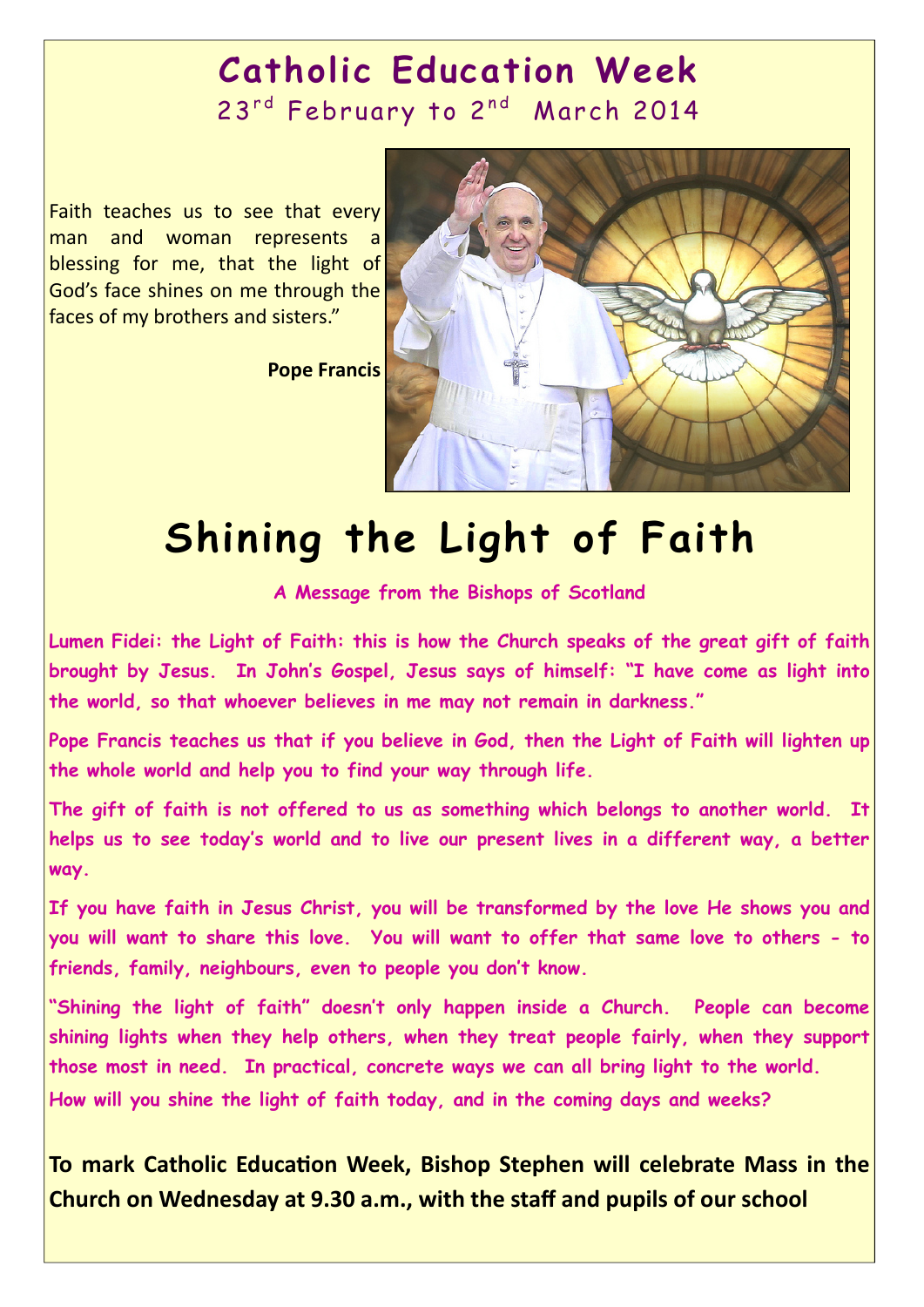# Catholic Education Week

## 23rd February to 2nd March 2014

Faith teaches us to see that every man and woman represents a blessing for me, that the light of God's face shines on me through the faces of my brothers and sisters."

**Pope Francis**

# Shining the Light of Faith

**A Message from the Bishops of Scotland**

**Lumen Fidei: the Light of Faith: this is how the Church speaks of the great gift of faith brought by Jesus. In John's Gospel, Jesus says of himself: "I have come as light into the world, so that whoever believes in me may not remain in darkness."**

**Pope Francis teaches us that if you believe in God, then the Light of Faith will lighten up the whole world and help you to find your way through life.**

**The gift of faith is not offered to us as something which belongs to another world. It helps us to see today's world and to live our present lives in a different way, a better way.**

**If you have faith in Jesus Christ, you will be transformed by the love He shows you and you will want to share this love. You will want to offer that same love to others - to friends, family, neighbours, even to people you don't know.**

**"Shining the light of faith" doesn't only happen inside a Church. People can become shining lights when they help others, when they treat people fairly, when they support those most in need. In practical, concrete ways we can all bring light to the world.**

**How will you shine the light of faith today, and in the coming days and weeks?**

**To mark Catholic Education Week, Bishop Stephen will celebrate Mass in the Church on Wednesday at 9.30 a.m., with the staff and pupils of our school**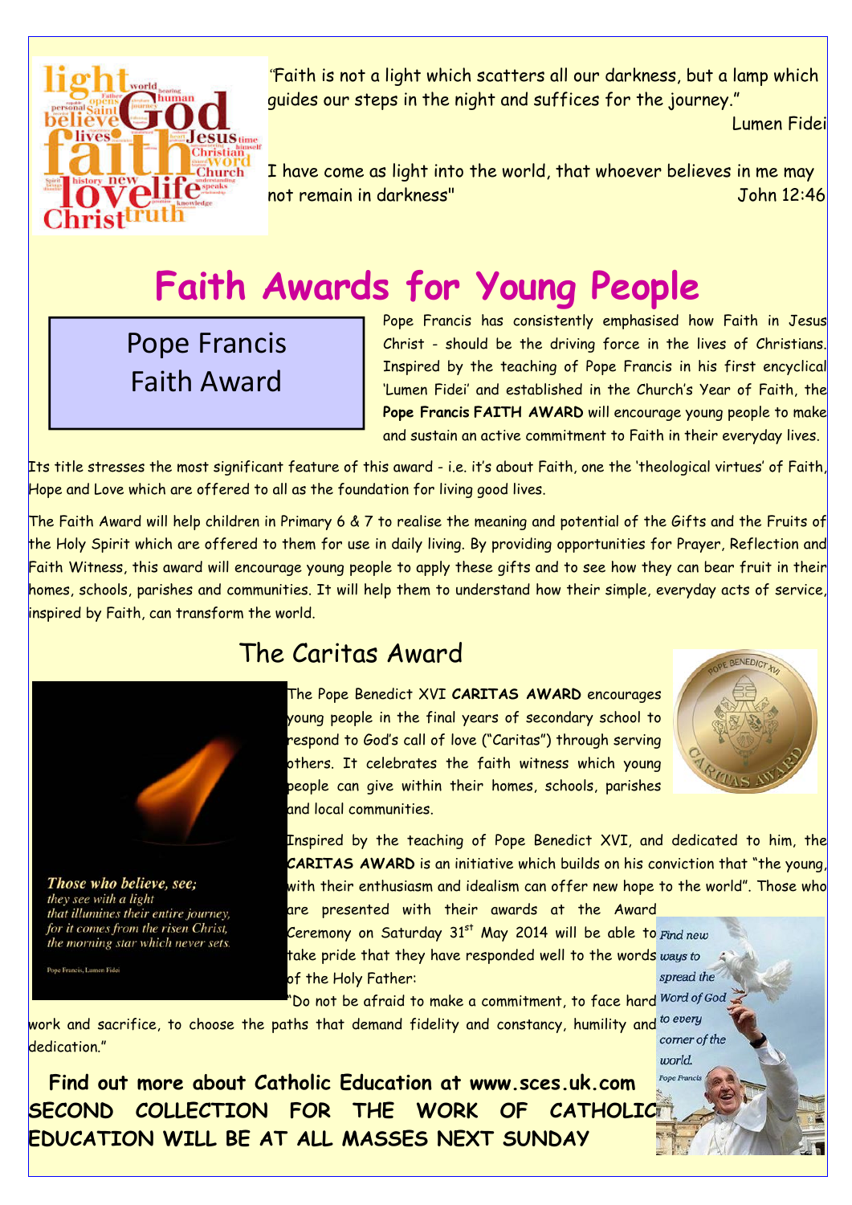"Faith is not a light which scatters all our darkness, but a lamp which guides our steps in the night and suffices for the journey."

Lumen Fidei

I have come as light into the world, that whoever believes in me may not remain in darkness"

John 12:46

# Faith Awards for Young People

## Pope Francis Faith Award

Pope Francis has consistently emphasised how Faith in Jesus Christ - should be the driving force in the lives of Christians. Inspired by the teaching of Pope Francis in his first encyclical 'Lumen Fidei' and established in the Church's Year of Faith, the **Pope Francis FAITH AWARD** will encourage young people to make and sustain an active commitment to Faith in their everyday lives.

Its title stresses the most significant feature of this award - i.e. it's about Faith, one the 'theological virtues' of Faith, Hope and Love which are offered to all as the foundation for living good lives.

The Faith Award will help children in Primary 6 & 7 to realise the meaning and potential of the Gifts and the Fruits of the Holy Spirit which are offered to them for use in daily living. By providing opportunities for Prayer, Reflection and Faith Witness, this award will encourage young people to apply these gifts and to see how they can bear fruit in their homes, schools, parishes and communities. It will help them to understand how their simple, everyday acts of service, inspired by Faith, can transform the world.

## The Caritas Award

*Those who believe, see; they see with a light that illumines their entire journey, for it comes from the risen Christ, the morning star which never sets.*

Pope Francis, Lumen Fidei

The Pope Benedict XVI **CARITAS AWARD** encourages young people in the final years of secondary school to respond to God's call of love ("Caritas") through serving others. It celebrates the faith witness which young people can give within their homes, schools, parishes and local communities.

Inspired by the teaching of Pope Benedict XVI, and dedicated to him, the **CARITAS AWARD** is an initiative which builds on his conviction that "the young, with their enthusiasm and idealism can offer new hope to the world". Those who are presented with their awards at the Award Ceremony on Saturday 31st May 2014 will be able to take pride that they have responded well to the words of the Holy Father:

"Do not be afraid to make a commitment, to face hard work and sacrifice, to choose the paths that demand fidelity and constancy, humility and dedication."

*Find new ways to spread the Word of God to every corner of the world.*

Pope Francis

**Find out more about Catholic Education at www.sces.uk.com**

**SECOND COLLECTION FOR THE WORK OF CATHOLIC EDUCATION WILL BE AT ALL MASSES NEXT SUNDAY**